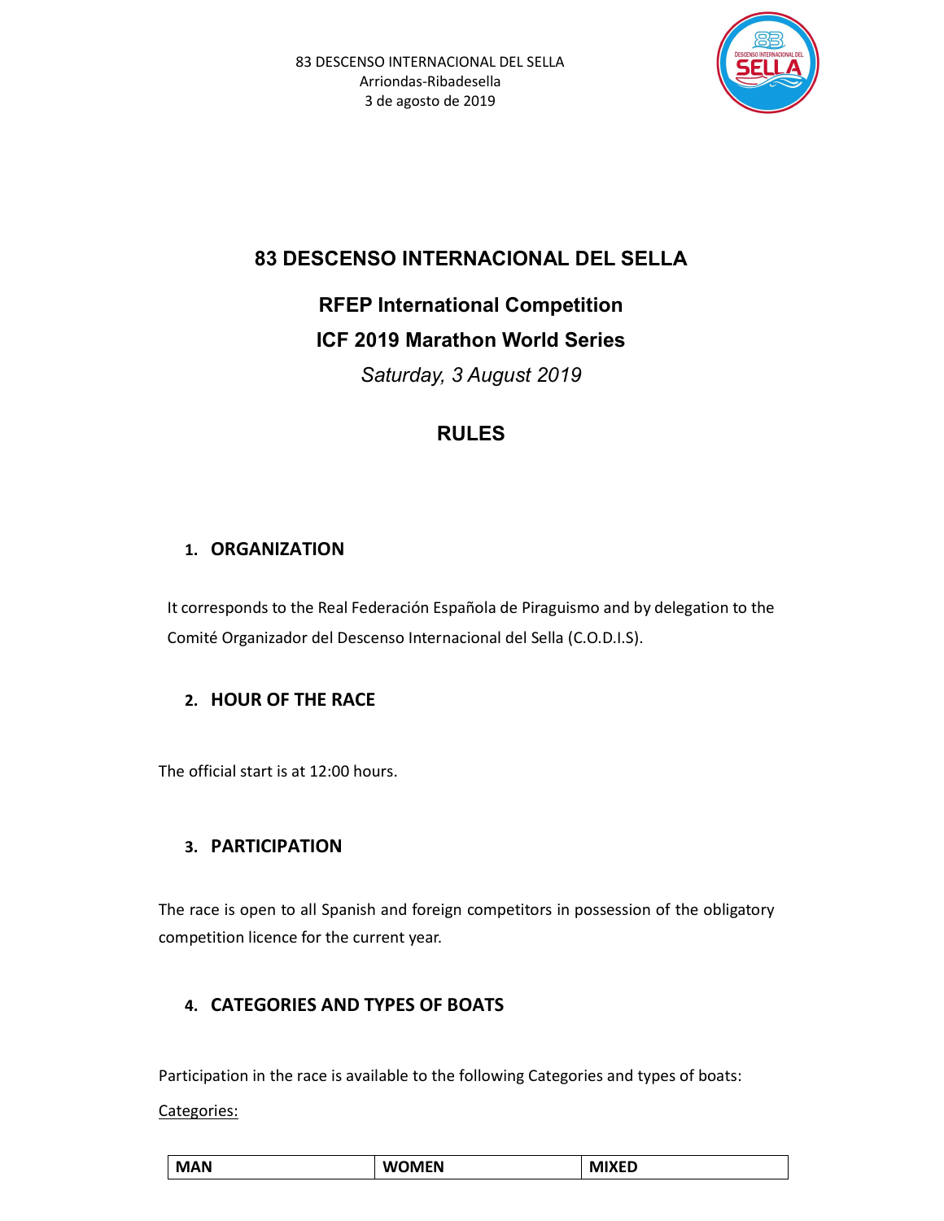83 DESCENSO INTERNACIONAL DEL SELLA
Arriondas-Ribadesella
3 de agosto de 2019

# 83 DESCENSO INTERNACIONAL DEL SELLA

## RFEP International Competition

## ICF 2019 Marathon World Series

*Saturday, 3 August 2019*

## RULES

### 1. ORGANIZATION

It corresponds to the Real Federación Española de Piraguismo and by delegation to the Comité Organizador del Descenso Internacional del Sella (C.O.D.I.S).

### 2. HOUR OF THE RACE

The official start is at 12:00 hours.

### 3. PARTICIPATION

The race is open to all Spanish and foreign competitors in possession of the obligatory competition licence for the current year.

### 4. CATEGORIES AND TYPES OF BOATS

Participation in the race is available to the following Categories and types of boats:

Categories:

| MAN | WOMEN | MIXED |
|---|---|---|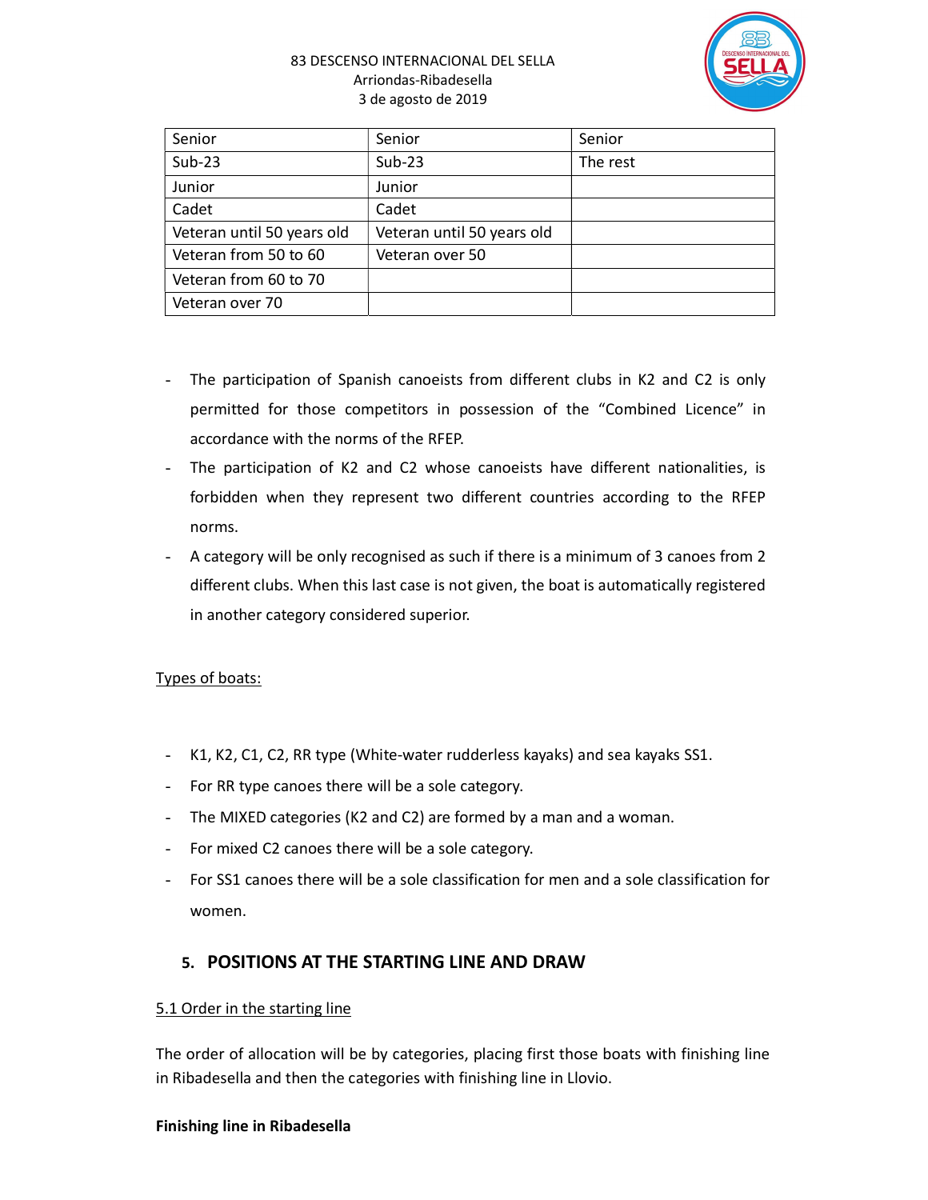| Senior | Senior | Senior |
| --- | --- | --- |
| Sub-23 | Sub-23 | The rest |
| Junior | Junior | |
| Cadet | Cadet | |
| Veteran until 50 years old | Veteran until 50 years old | |
| Veteran from 50 to 60 | Veteran over 50 | |
| Veteran from 60 to 70 | | |
| Veteran over 70 | | |

- The participation of Spanish canoeists from different clubs in K2 and C2 is only permitted for those competitors in possession of the "Combined Licence" in accordance with the norms of the RFEP.
- The participation of K2 and C2 whose canoeists have different nationalities, is forbidden when they represent two different countries according to the RFEP norms.
- A category will be only recognised as such if there is a minimum of 3 canoes from 2 different clubs. When this last case is not given, the boat is automatically registered in another category considered superior.

Types of boats:

- K1, K2, C1, C2, RR type (White-water rudderless kayaks) and sea kayaks SS1.
- For RR type canoes there will be a sole category.
- The MIXED categories (K2 and C2) are formed by a man and a woman.
- For mixed C2 canoes there will be a sole category.
- For SS1 canoes there will be a sole classification for men and a sole classification for women.

## 5. POSITIONS AT THE STARTING LINE AND DRAW

5.1 Order in the starting line

The order of allocation will be by categories, placing first those boats with finishing line in Ribadesella and then the categories with finishing line in Llovio.

**Finishing line in Ribadesella**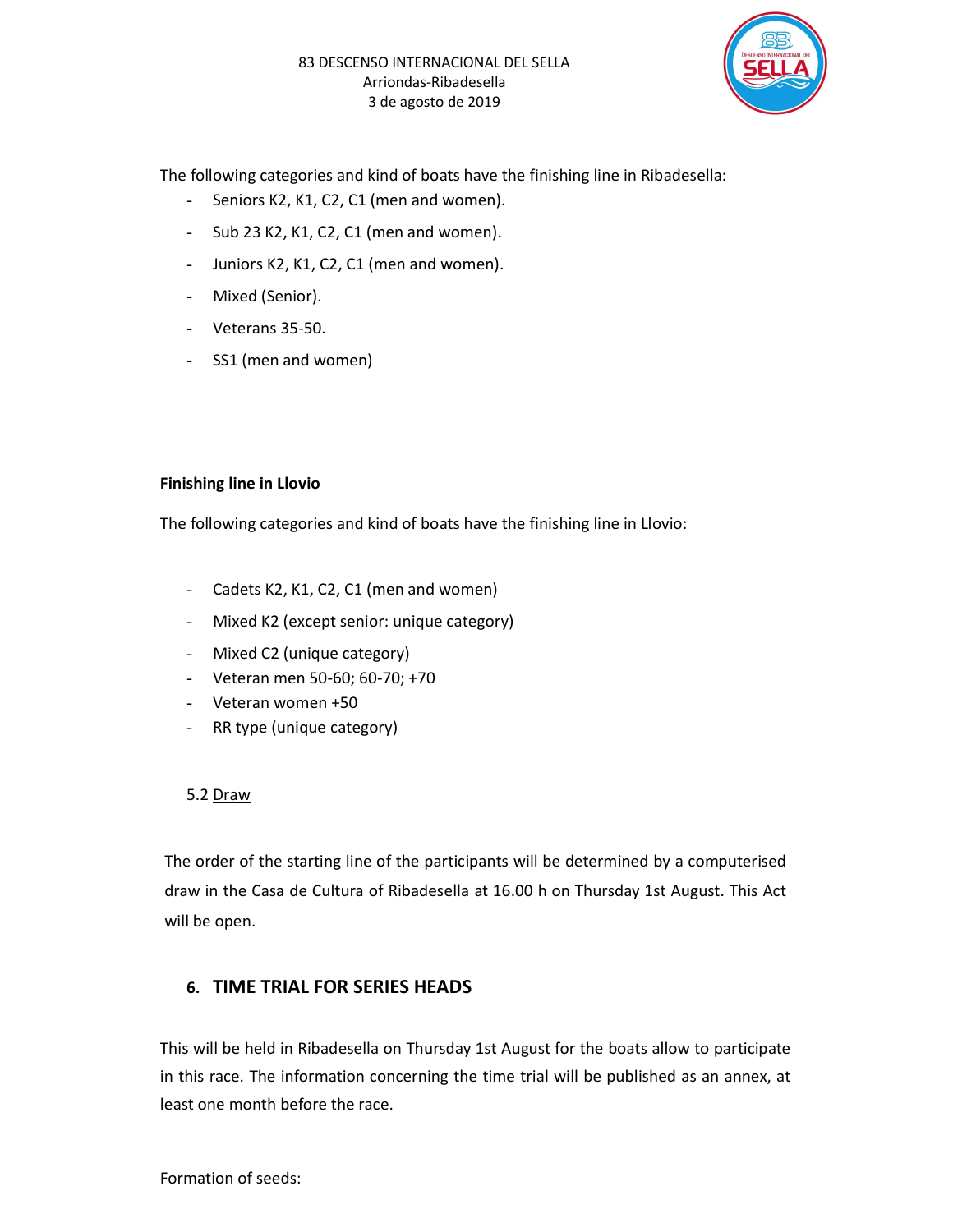The following categories and kind of boats have the finishing line in Ribadesella:

- Seniors K2, K1, C2, C1 (men and women).
- Sub 23 K2, K1, C2, C1 (men and women).
- Juniors K2, K1, C2, C1 (men and women).
- Mixed (Senior).
- Veterans 35-50.
- SS1 (men and women)

**Finishing line in Llovio**

The following categories and kind of boats have the finishing line in Llovio:

- Cadets K2, K1, C2, C1 (men and women)
- Mixed K2 (except senior: unique category)
- Mixed C2 (unique category)
- Veteran men 50-60; 60-70; +70
- Veteran women +50
- RR type (unique category)

5.2 Draw

The order of the starting line of the participants will be determined by a computerised draw in the Casa de Cultura of Ribadesella at 16.00 h on Thursday 1st August. This Act will be open.

## 6. TIME TRIAL FOR SERIES HEADS

This will be held in Ribadesella on Thursday 1st August for the boats allow to participate in this race. The information concerning the time trial will be published as an annex, at least one month before the race.

Formation of seeds: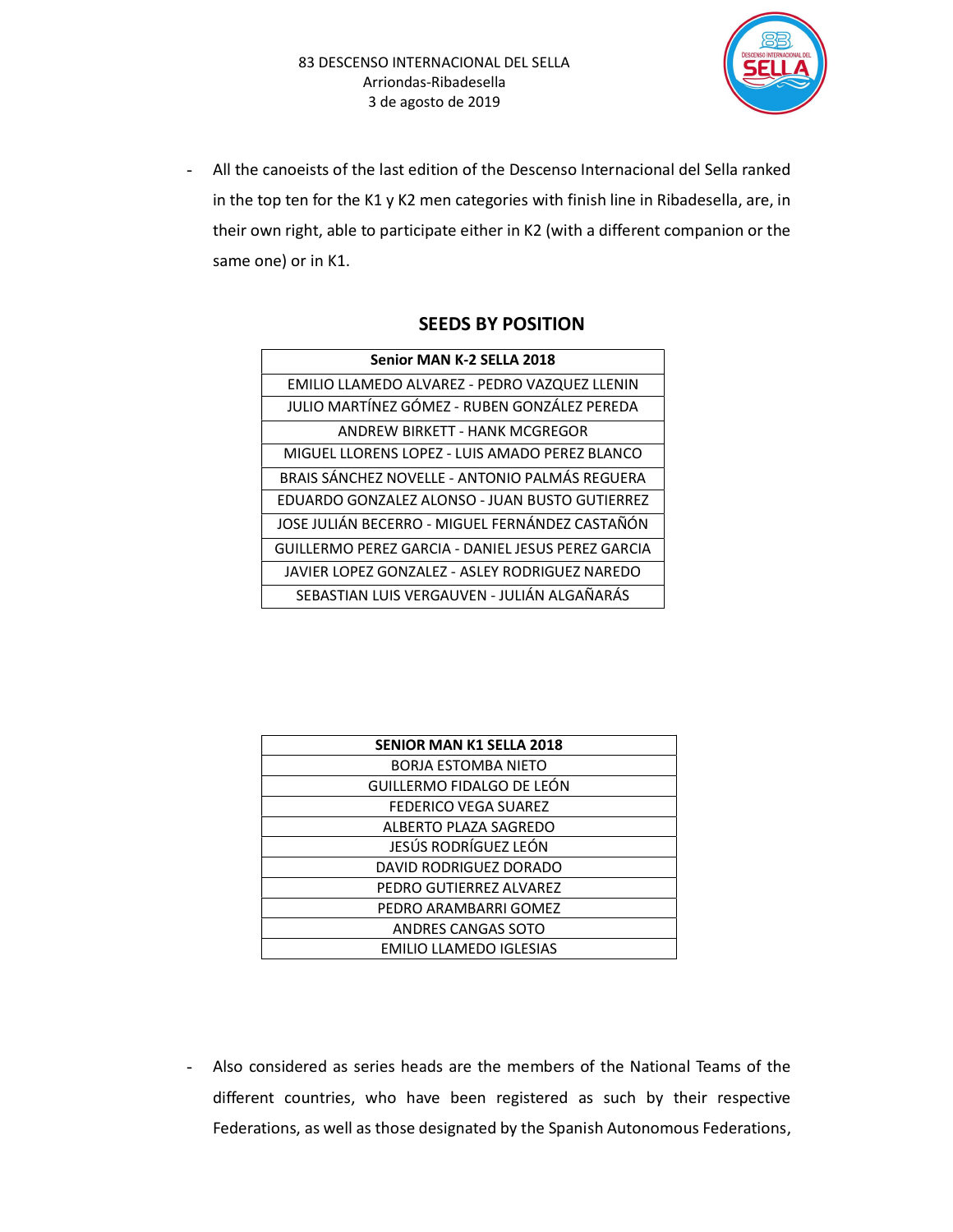- All the canoeists of the last edition of the Descenso Internacional del Sella ranked in the top ten for the K1 y K2 men categories with finish line in Ribadesella, are, in their own right, able to participate either in K2 (with a different companion or the same one) or in K1.

## SEEDS BY POSITION

| Senior MAN K-2 SELLA 2018 |
|---|
| EMILIO LLAMEDO ALVAREZ - PEDRO VAZQUEZ LLENIN |
| JULIO MARTÍNEZ GÓMEZ - RUBEN GONZÁLEZ PEREDA |
| ANDREW BIRKETT - HANK MCGREGOR |
| MIGUEL LLORENS LOPEZ - LUIS AMADO PEREZ BLANCO |
| BRAIS SÁNCHEZ NOVELLE - ANTONIO PALMÁS REGUERA |
| EDUARDO GONZALEZ ALONSO - JUAN BUSTO GUTIERREZ |
| JOSE JULIÁN BECERRO - MIGUEL FERNÁNDEZ CASTAÑÓN |
| GUILLERMO PEREZ GARCIA - DANIEL JESUS PEREZ GARCIA |
| JAVIER LOPEZ GONZALEZ - ASLEY RODRIGUEZ NAREDO |
| SEBASTIAN LUIS VERGAUVEN - JULIÁN ALGAÑARÁS |

| SENIOR MAN K1 SELLA 2018 |
|---|
| BORJA ESTOMBA NIETO |
| GUILLERMO FIDALGO DE LEÓN |
| FEDERICO VEGA SUAREZ |
| ALBERTO PLAZA SAGREDO |
| JESÚS RODRÍGUEZ LEÓN |
| DAVID RODRIGUEZ DORADO |
| PEDRO GUTIERREZ ALVAREZ |
| PEDRO ARAMBARRI GOMEZ |
| ANDRES CANGAS SOTO |
| EMILIO LLAMEDO IGLESIAS |

- Also considered as series heads are the members of the National Teams of the different countries, who have been registered as such by their respective Federations, as well as those designated by the Spanish Autonomous Federations,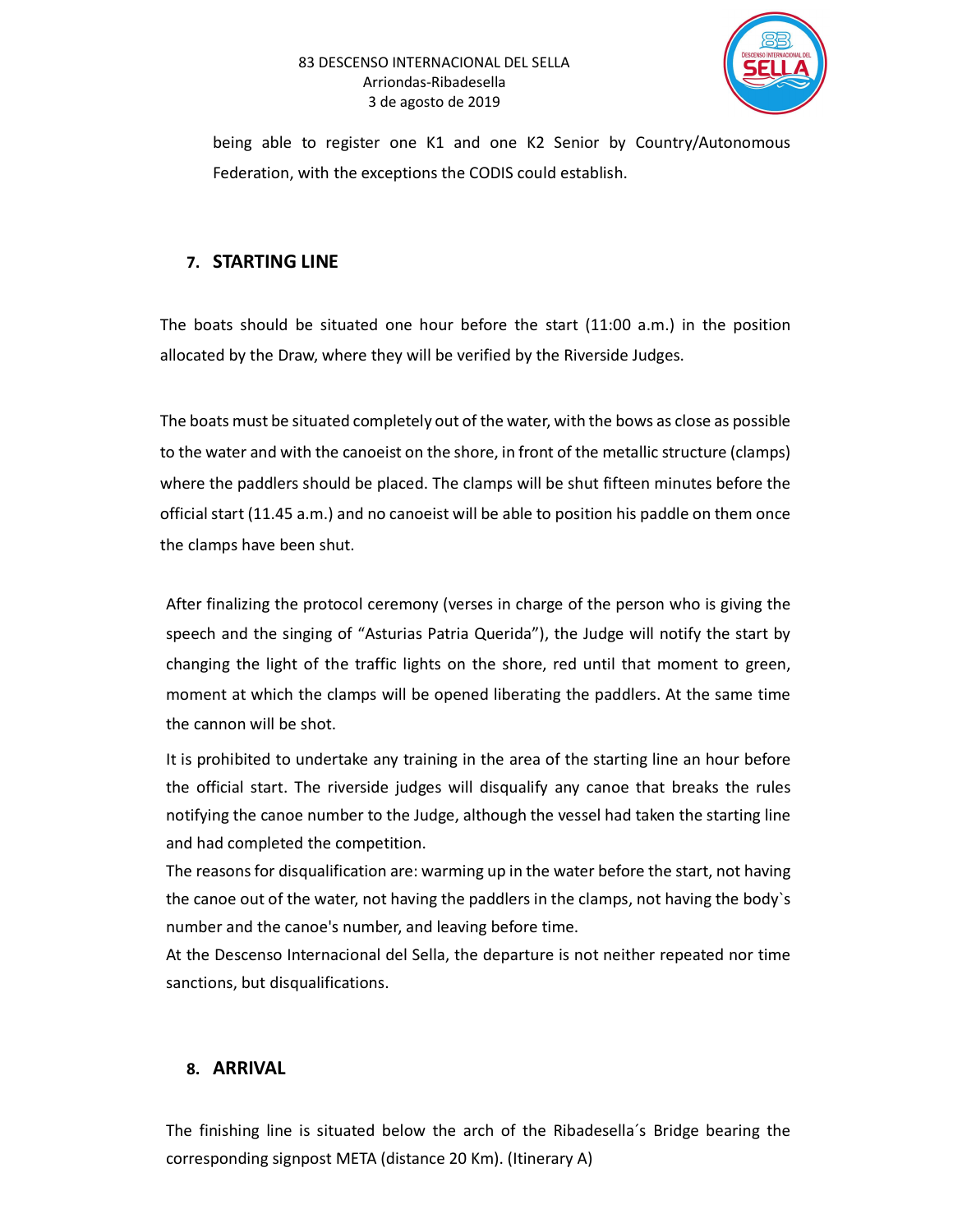being able to register one K1 and one K2 Senior by Country/Autonomous Federation, with the exceptions the CODIS could establish.

## 7. STARTING LINE

The boats should be situated one hour before the start (11:00 a.m.) in the position allocated by the Draw, where they will be verified by the Riverside Judges.

The boats must be situated completely out of the water, with the bows as close as possible to the water and with the canoeist on the shore, in front of the metallic structure (clamps) where the paddlers should be placed. The clamps will be shut fifteen minutes before the official start (11.45 a.m.) and no canoeist will be able to position his paddle on them once the clamps have been shut.

After finalizing the protocol ceremony (verses in charge of the person who is giving the speech and the singing of "Asturias Patria Querida"), the Judge will notify the start by changing the light of the traffic lights on the shore, red until that moment to green, moment at which the clamps will be opened liberating the paddlers. At the same time the cannon will be shot.

It is prohibited to undertake any training in the area of the starting line an hour before the official start. The riverside judges will disqualify any canoe that breaks the rules notifying the canoe number to the Judge, although the vessel had taken the starting line and had completed the competition.

The reasons for disqualification are: warming up in the water before the start, not having the canoe out of the water, not having the paddlers in the clamps, not having the body`s number and the canoe's number, and leaving before time.

At the Descenso Internacional del Sella, the departure is not neither repeated nor time sanctions, but disqualifications.

## 8. ARRIVAL

The finishing line is situated below the arch of the Ribadesella´s Bridge bearing the corresponding signpost META (distance 20 Km). (Itinerary A)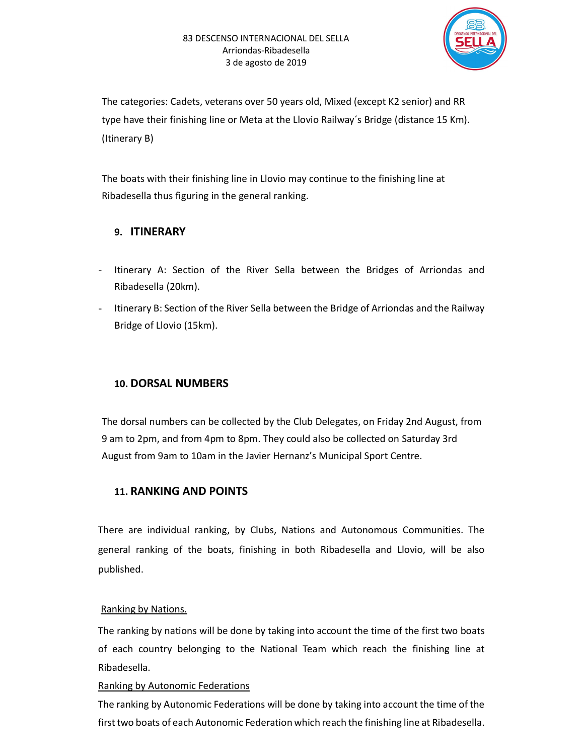The categories: Cadets, veterans over 50 years old, Mixed (except K2 senior) and RR type have their finishing line or Meta at the Llovio Railway´s Bridge (distance 15 Km). (Itinerary B)

The boats with their finishing line in Llovio may continue to the finishing line at Ribadesella thus figuring in the general ranking.

## 9. ITINERARY

- Itinerary A: Section of the River Sella between the Bridges of Arriondas and Ribadesella (20km).
- Itinerary B: Section of the River Sella between the Bridge of Arriondas and the Railway Bridge of Llovio (15km).

## 10. DORSAL NUMBERS

The dorsal numbers can be collected by the Club Delegates, on Friday 2nd August, from 9 am to 2pm, and from 4pm to 8pm. They could also be collected on Saturday 3rd August from 9am to 10am in the Javier Hernanz's Municipal Sport Centre.

## 11. RANKING AND POINTS

There are individual ranking, by Clubs, Nations and Autonomous Communities. The general ranking of the boats, finishing in both Ribadesella and Llovio, will be also published.

Ranking by Nations.

The ranking by nations will be done by taking into account the time of the first two boats of each country belonging to the National Team which reach the finishing line at Ribadesella.

Ranking by Autonomic Federations

The ranking by Autonomic Federations will be done by taking into account the time of the first two boats of each Autonomic Federation which reach the finishing line at Ribadesella.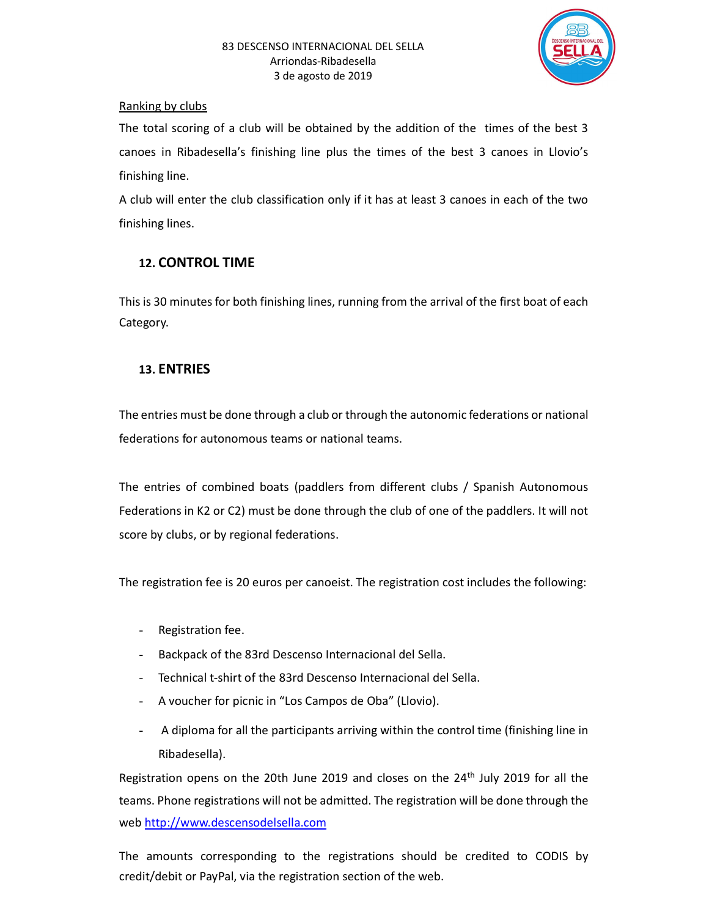Ranking by clubs

The total scoring of a club will be obtained by the addition of the times of the best 3 canoes in Ribadesella's finishing line plus the times of the best 3 canoes in Llovio's finishing line.

A club will enter the club classification only if it has at least 3 canoes in each of the two finishing lines.

## 12. CONTROL TIME

This is 30 minutes for both finishing lines, running from the arrival of the first boat of each Category.

## 13. ENTRIES

The entries must be done through a club or through the autonomic federations or national federations for autonomous teams or national teams.

The entries of combined boats (paddlers from different clubs / Spanish Autonomous Federations in K2 or C2) must be done through the club of one of the paddlers. It will not score by clubs, or by regional federations.

The registration fee is 20 euros per canoeist. The registration cost includes the following:

- Registration fee.
- Backpack of the 83rd Descenso Internacional del Sella.
- Technical t-shirt of the 83rd Descenso Internacional del Sella.
- A voucher for picnic in "Los Campos de Oba" (Llovio).
- A diploma for all the participants arriving within the control time (finishing line in Ribadesella).

Registration opens on the 20th June 2019 and closes on the 24th July 2019 for all the teams. Phone registrations will not be admitted. The registration will be done through the web http://www.descensodelsella.com

The amounts corresponding to the registrations should be credited to CODIS by credit/debit or PayPal, via the registration section of the web.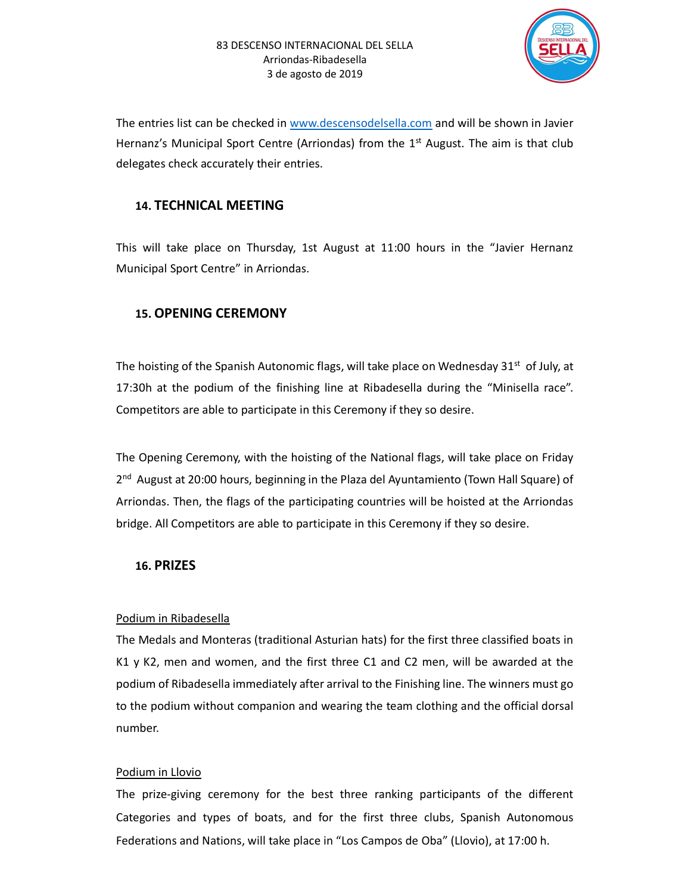The entries list can be checked in www.descensodelsella.com and will be shown in Javier Hernanz's Municipal Sport Centre (Arriondas) from the 1st August. The aim is that club delegates check accurately their entries.

## 14. TECHNICAL MEETING

This will take place on Thursday, 1st August at 11:00 hours in the "Javier Hernanz Municipal Sport Centre" in Arriondas.

## 15. OPENING CEREMONY

The hoisting of the Spanish Autonomic flags, will take place on Wednesday 31st of July, at 17:30h at the podium of the finishing line at Ribadesella during the "Minisella race". Competitors are able to participate in this Ceremony if they so desire.

The Opening Ceremony, with the hoisting of the National flags, will take place on Friday 2nd August at 20:00 hours, beginning in the Plaza del Ayuntamiento (Town Hall Square) of Arriondas. Then, the flags of the participating countries will be hoisted at the Arriondas bridge. All Competitors are able to participate in this Ceremony if they so desire.

## 16. PRIZES

Podium in Ribadesella

The Medals and Monteras (traditional Asturian hats) for the first three classified boats in K1 y K2, men and women, and the first three C1 and C2 men, will be awarded at the podium of Ribadesella immediately after arrival to the Finishing line. The winners must go to the podium without companion and wearing the team clothing and the official dorsal number.

Podium in Llovio

The prize-giving ceremony for the best three ranking participants of the different Categories and types of boats, and for the first three clubs, Spanish Autonomous Federations and Nations, will take place in "Los Campos de Oba" (Llovio), at 17:00 h.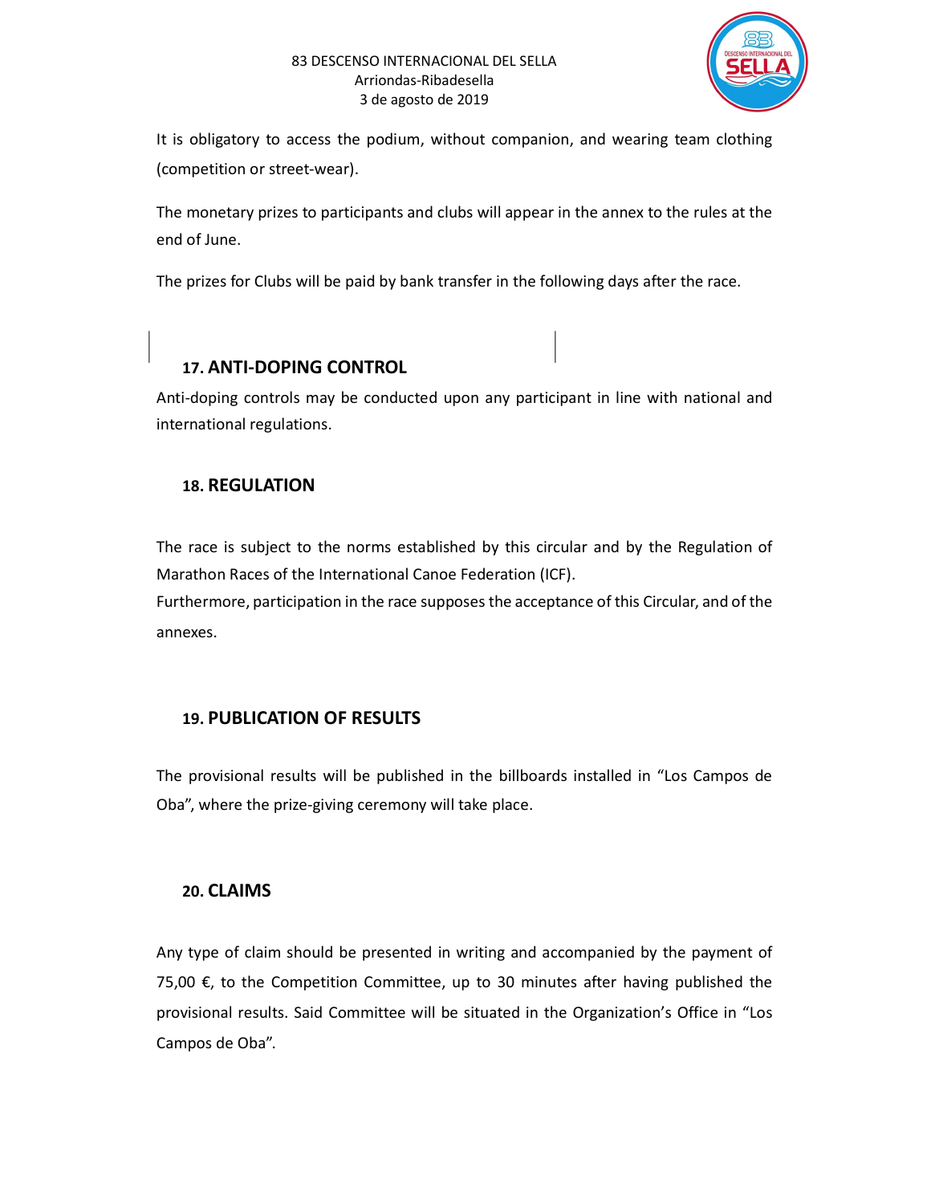It is obligatory to access the podium, without companion, and wearing team clothing (competition or street-wear).

The monetary prizes to participants and clubs will appear in the annex to the rules at the end of June.

The prizes for Clubs will be paid by bank transfer in the following days after the race.

## 17. ANTI-DOPING CONTROL

Anti-doping controls may be conducted upon any participant in line with national and international regulations.

## 18. REGULATION

The race is subject to the norms established by this circular and by the Regulation of Marathon Races of the International Canoe Federation (ICF).
Furthermore, participation in the race supposes the acceptance of this Circular, and of the annexes.

## 19. PUBLICATION OF RESULTS

The provisional results will be published in the billboards installed in "Los Campos de Oba", where the prize-giving ceremony will take place.

## 20. CLAIMS

Any type of claim should be presented in writing and accompanied by the payment of 75,00 €, to the Competition Committee, up to 30 minutes after having published the provisional results. Said Committee will be situated in the Organization's Office in "Los Campos de Oba".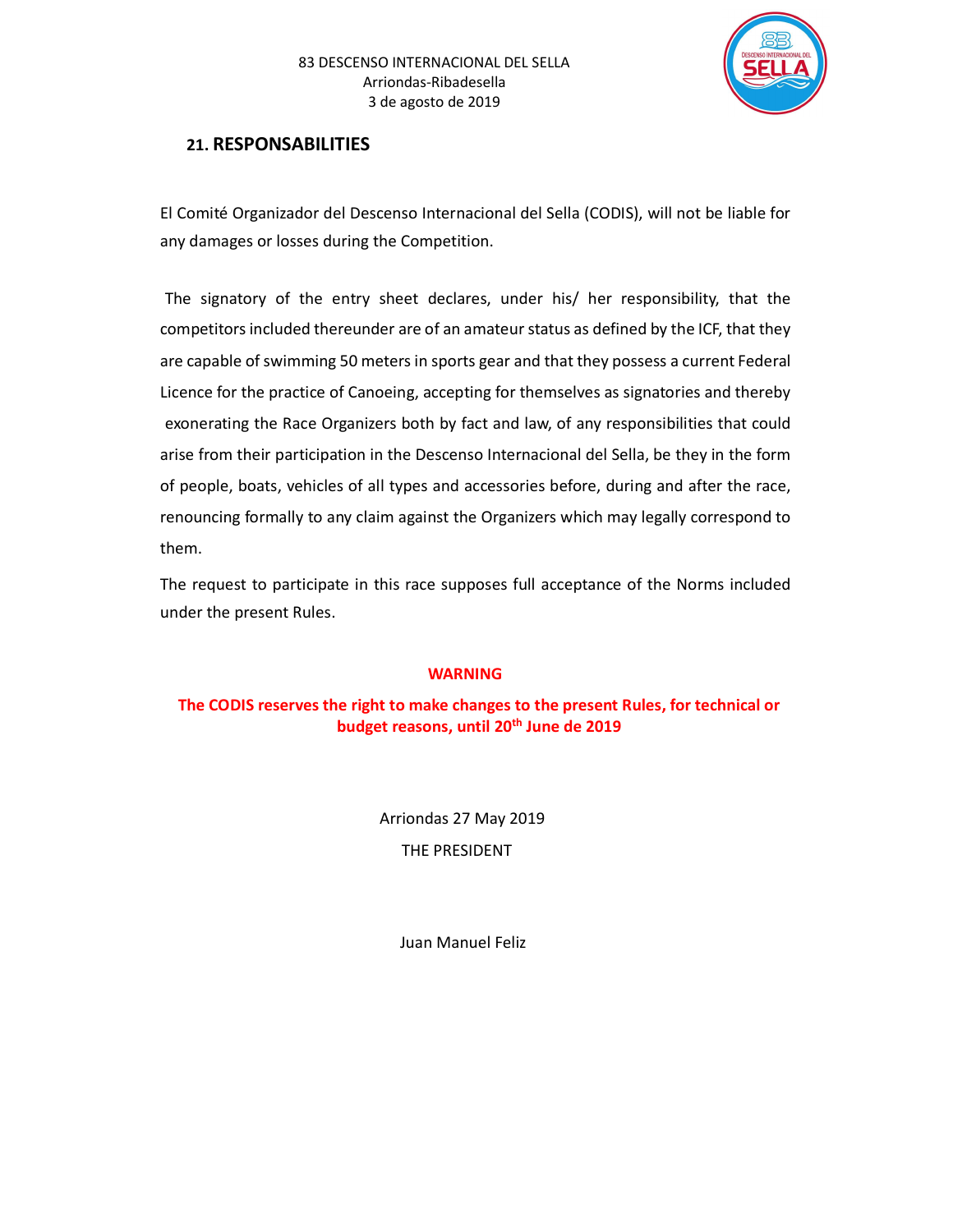## 21. RESPONSABILITIES

El Comité Organizador del Descenso Internacional del Sella (CODIS), will not be liable for any damages or losses during the Competition.

The signatory of the entry sheet declares, under his/ her responsibility, that the competitors included thereunder are of an amateur status as defined by the ICF, that they are capable of swimming 50 meters in sports gear and that they possess a current Federal Licence for the practice of Canoeing, accepting for themselves as signatories and thereby exonerating the Race Organizers both by fact and law, of any responsibilities that could arise from their participation in the Descenso Internacional del Sella, be they in the form of people, boats, vehicles of all types and accessories before, during and after the race, renouncing formally to any claim against the Organizers which may legally correspond to them.

The request to participate in this race supposes full acceptance of the Norms included under the present Rules.

**WARNING**

**The CODIS reserves the right to make changes to the present Rules, for technical or budget reasons, until 20th June de 2019**

Arriondas 27 May 2019

THE PRESIDENT

Juan Manuel Feliz